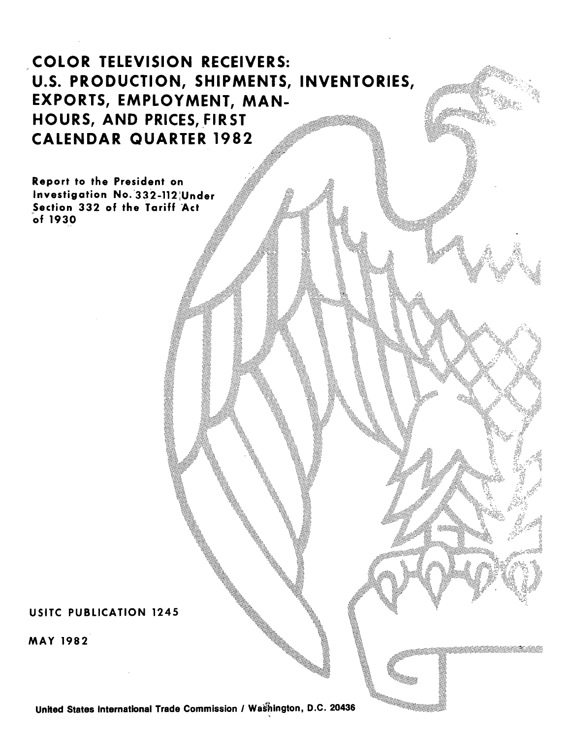# COLOR TELEVISION RECEIVERS: U.S. PRODUCTION, SHIPMENTS, INVENTORIES, EXPORTS, EMPLOYMENT, MAN-HOURS, AND PRICES, FIRST CALENDAR QUARTER 1982

Report to the President on Investigation No. 332-112 Under Section 332 of the Tariff Act of 1930

USITC PUBLICATION 1245

MAY 1982

United States International Trade Commission / Washington, D.C. 20436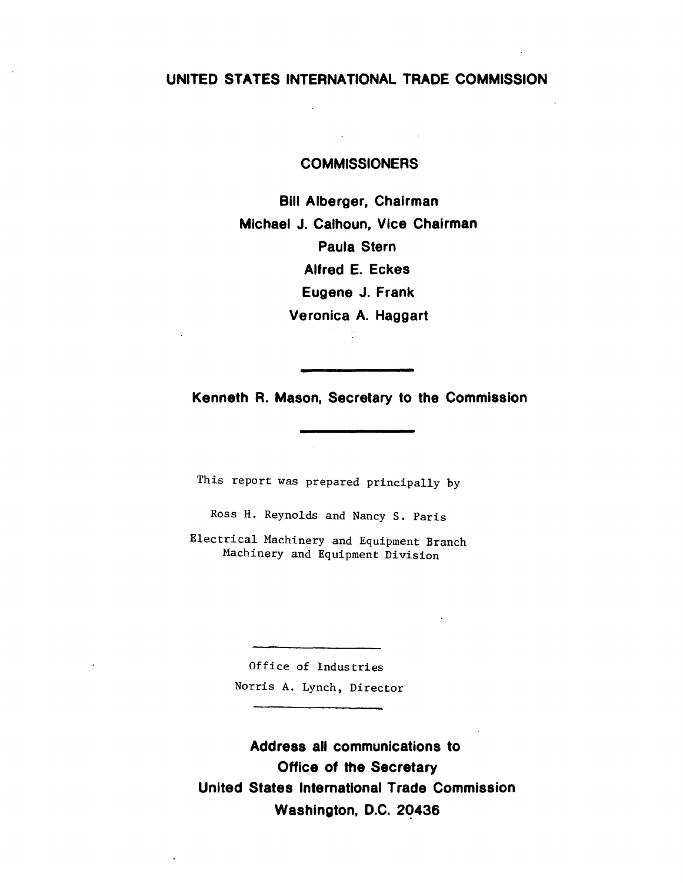# UNITED STATES INTERNATIONAL TRADE COMMISSION

## COMMISSIONERS

**Bill Alberger, Chairman**

**Michael J. Calhoun, Vice Chairman**

**Paula Stern**

**Alfred E. Eckes**

**Eugene J. Frank**

**Veronica A. Haggart**

---

**Kenneth R. Mason, Secretary to the Commission**

---

This report was prepared principally by

Ross H. Reynolds and Nancy S. Paris

Electrical Machinery and Equipment Branch
Machinery and Equipment Division

---

Office of Industries
Norris A. Lynch, Director

---

**Address all communications to**
**Office of the Secretary**
**United States International Trade Commission**
**Washington, D.C. 20436**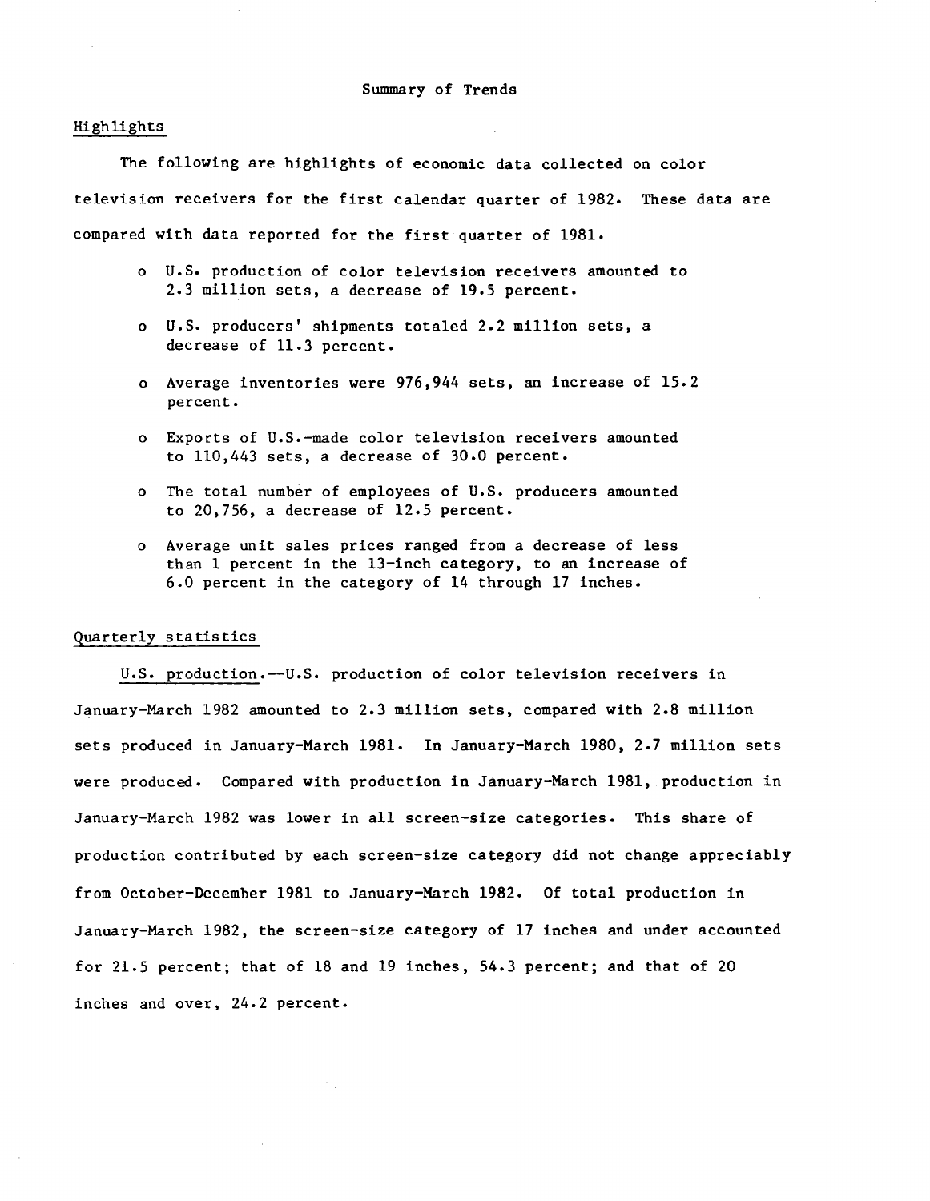# Summary of Trends

## Highlights

The following are highlights of economic data collected on color television receivers for the first calendar quarter of 1982. These data are compared with data reported for the first quarter of 1981.

- U.S. production of color television receivers amounted to 2.3 million sets, a decrease of 19.5 percent.
- U.S. producers' shipments totaled 2.2 million sets, a decrease of 11.3 percent.
- Average inventories were 976,944 sets, an increase of 15.2 percent.
- Exports of U.S.-made color television receivers amounted to 110,443 sets, a decrease of 30.0 percent.
- The total number of employees of U.S. producers amounted to 20,756, a decrease of 12.5 percent.
- Average unit sales prices ranged from a decrease of less than 1 percent in the 13-inch category, to an increase of 6.0 percent in the category of 14 through 17 inches.

## Quarterly statistics

U.S. production.--U.S. production of color television receivers in January-March 1982 amounted to 2.3 million sets, compared with 2.8 million sets produced in January-March 1981. In January-March 1980, 2.7 million sets were produced. Compared with production in January-March 1981, production in January-March 1982 was lower in all screen-size categories. This share of production contributed by each screen-size category did not change appreciably from October-December 1981 to January-March 1982. Of total production in January-March 1982, the screen-size category of 17 inches and under accounted for 21.5 percent; that of 18 and 19 inches, 54.3 percent; and that of 20 inches and over, 24.2 percent.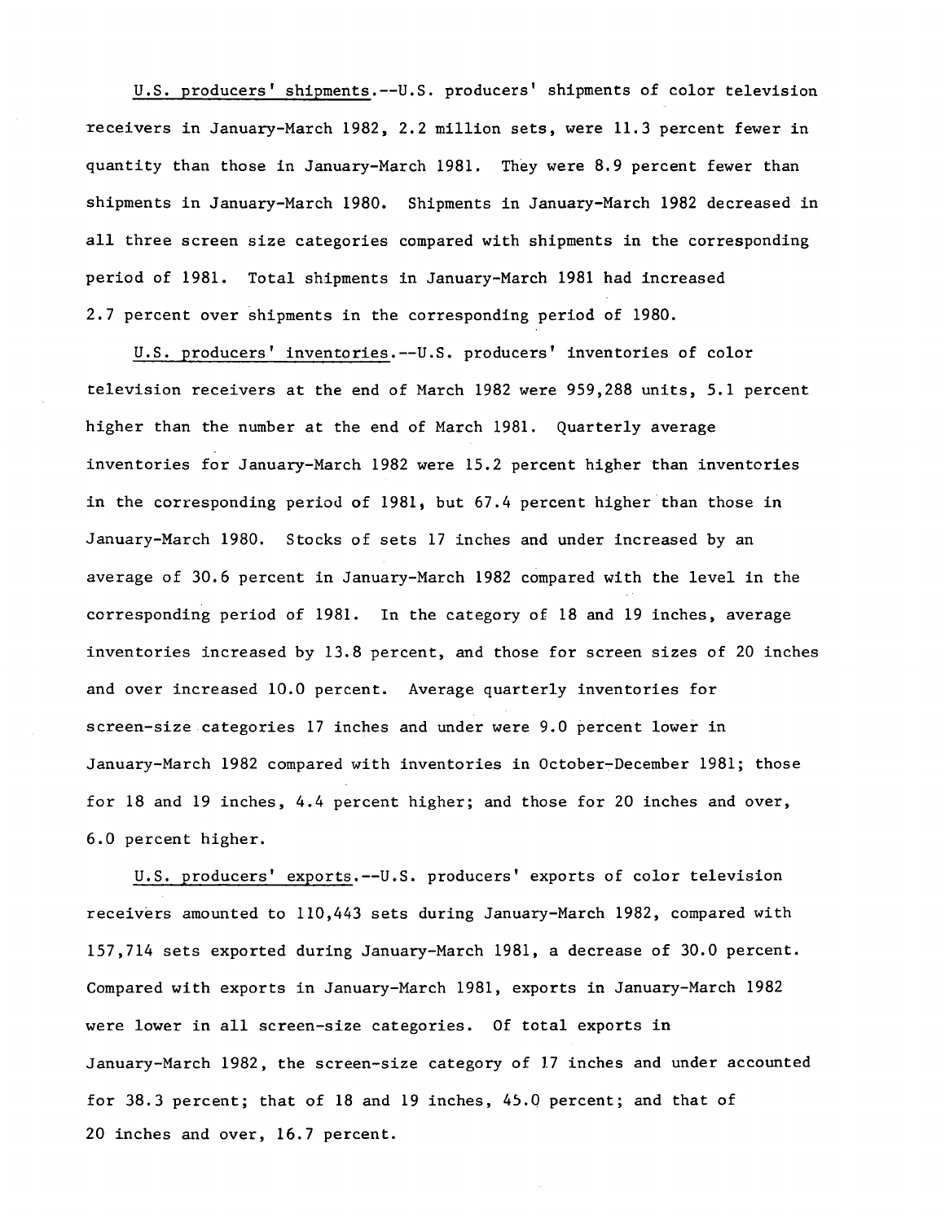U.S. producers' shipments.--U.S. producers' shipments of color television receivers in January-March 1982, 2.2 million sets, were 11.3 percent fewer in quantity than those in January-March 1981. They were 8.9 percent fewer than shipments in January-March 1980. Shipments in January-March 1982 decreased in all three screen size categories compared with shipments in the corresponding period of 1981. Total shipments in January-March 1981 had increased 2.7 percent over shipments in the corresponding period of 1980.

U.S. producers' inventories.--U.S. producers' inventories of color television receivers at the end of March 1982 were 959,288 units, 5.1 percent higher than the number at the end of March 1981. Quarterly average inventories for January-March 1982 were 15.2 percent higher than inventories in the corresponding period of 1981, but 67.4 percent higher than those in January-March 1980. Stocks of sets 17 inches and under increased by an average of 30.6 percent in January-March 1982 compared with the level in the corresponding period of 1981. In the category of 18 and 19 inches, average inventories increased by 13.8 percent, and those for screen sizes of 20 inches and over increased 10.0 percent. Average quarterly inventories for screen-size categories 17 inches and under were 9.0 percent lower in January-March 1982 compared with inventories in October-December 1981; those for 18 and 19 inches, 4.4 percent higher; and those for 20 inches and over, 6.0 percent higher.

U.S. producers' exports.--U.S. producers' exports of color television receivers amounted to 110,443 sets during January-March 1982, compared with 157,714 sets exported during January-March 1981, a decrease of 30.0 percent. Compared with exports in January-March 1981, exports in January-March 1982 were lower in all screen-size categories. Of total exports in January-March 1982, the screen-size category of 17 inches and under accounted for 38.3 percent; that of 18 and 19 inches, 45.0 percent; and that of 20 inches and over, 16.7 percent.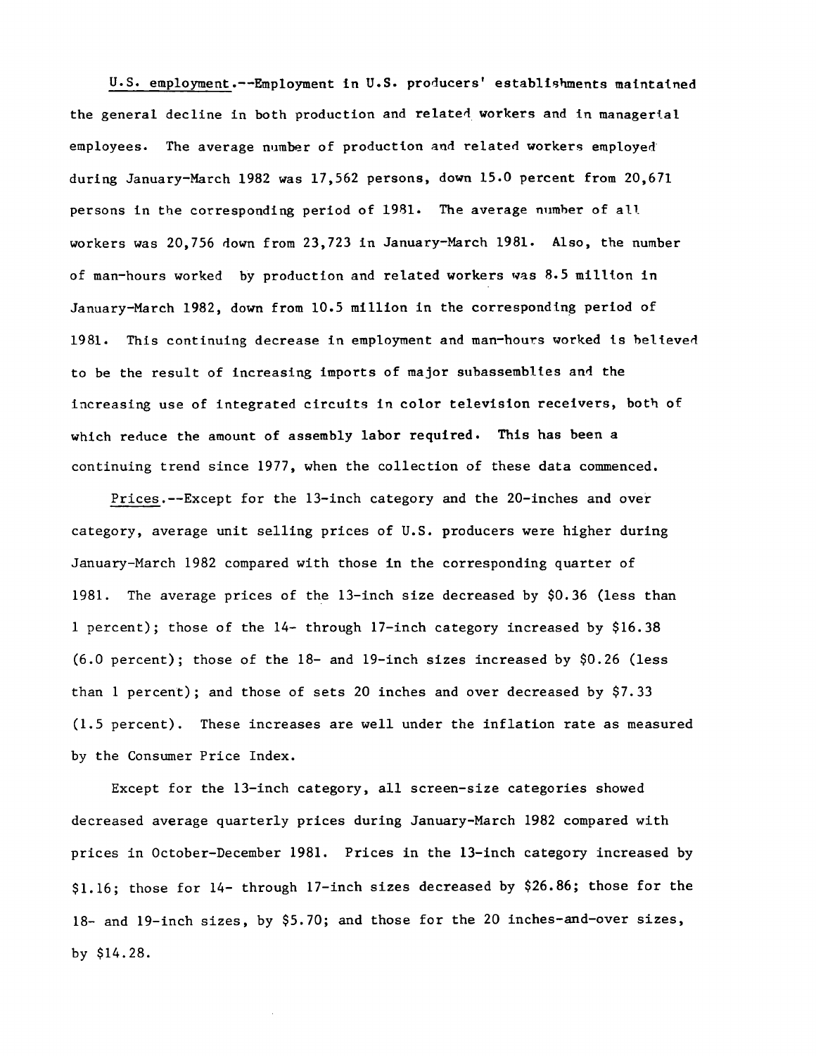U.S. employment.--Employment in U.S. producers' establishments maintained the general decline in both production and related workers and in managerial employees. The average number of production and related workers employed during January-March 1982 was 17,562 persons, down 15.0 percent from 20,671 persons in the corresponding period of 1981. The average number of all workers was 20,756 down from 23,723 in January-March 1981. Also, the number of man-hours worked by production and related workers was 8.5 million in January-March 1982, down from 10.5 million in the corresponding period of 1981. This continuing decrease in employment and man-hours worked is believed to be the result of increasing imports of major subassemblies and the increasing use of integrated circuits in color television receivers, both of which reduce the amount of assembly labor required. This has been a continuing trend since 1977, when the collection of these data commenced.

Prices.--Except for the 13-inch category and the 20-inches and over category, average unit selling prices of U.S. producers were higher during January-March 1982 compared with those in the corresponding quarter of 1981. The average prices of the 13-inch size decreased by $0.36 (less than 1 percent); those of the 14- through 17-inch category increased by $16.38 (6.0 percent); those of the 18- and 19-inch sizes increased by $0.26 (less than 1 percent); and those of sets 20 inches and over decreased by $7.33 (1.5 percent). These increases are well under the inflation rate as measured by the Consumer Price Index.

Except for the 13-inch category, all screen-size categories showed decreased average quarterly prices during January-March 1982 compared with prices in October-December 1981. Prices in the 13-inch category increased by $1.16; those for 14- through 17-inch sizes decreased by $26.86; those for the 18- and 19-inch sizes, by $5.70; and those for the 20 inches-and-over sizes, by $14.28.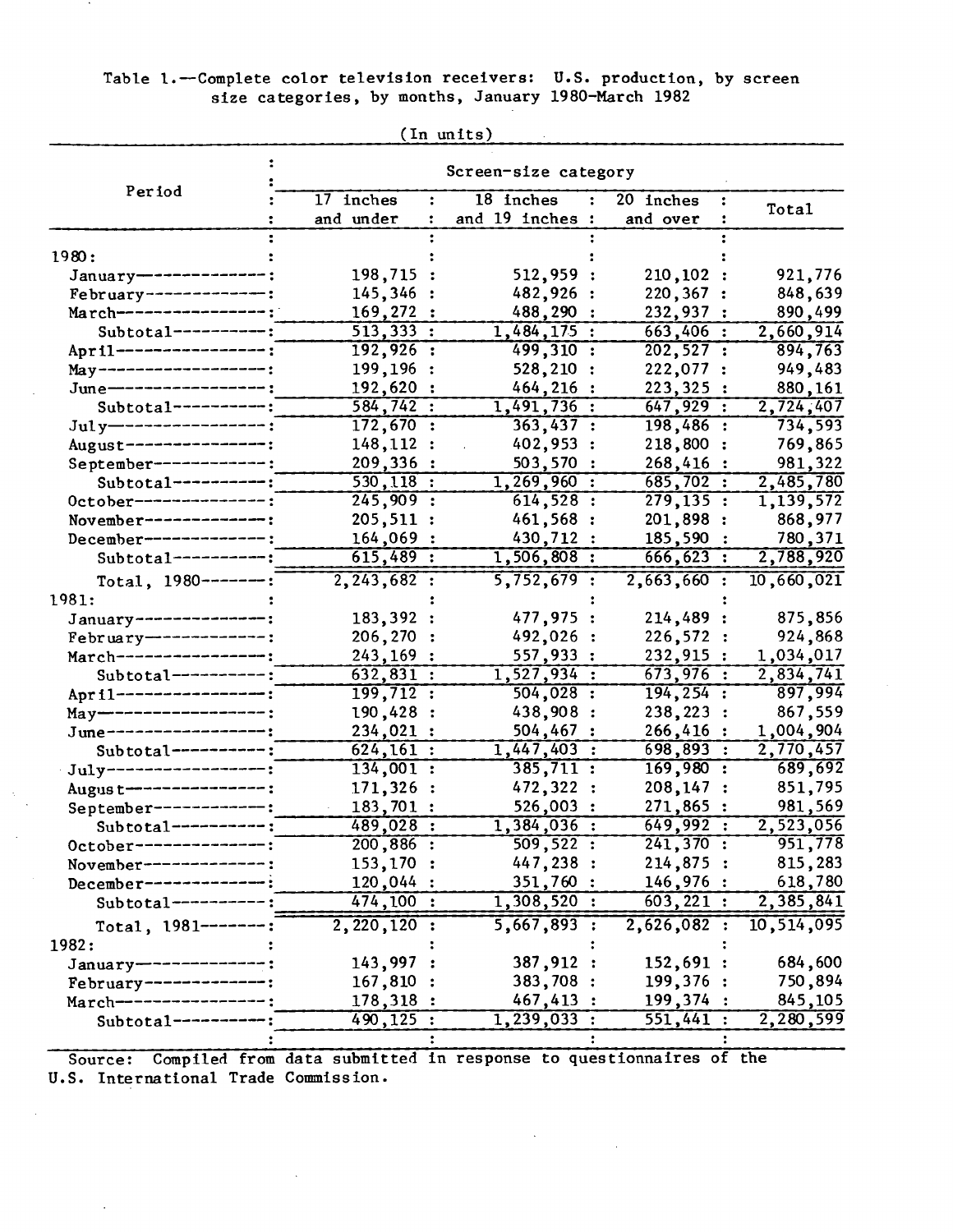Table 1.—Complete color television receivers: U.S. production, by screen size categories, by months, January 1980-March 1982

(In units)

| Period | Screen-size category | | | |
|---|---|---|---|---|
| | 17 inches and under | 18 inches and 19 inches | 20 inches and over | Total |
| 1980: | | | | |
| January | 198,715 | 512,959 | 210,102 | 921,776 |
| February | 145,346 | 482,926 | 220,367 | 848,639 |
| March | 169,272 | 488,290 | 232,937 | 890,499 |
| Subtotal | 513,333 | 1,484,175 | 663,406 | 2,660,914 |
| April | 192,926 | 499,310 | 202,527 | 894,763 |
| May | 199,196 | 528,210 | 222,077 | 949,483 |
| June | 192,620 | 464,216 | 223,325 | 880,161 |
| Subtotal | 584,742 | 1,491,736 | 647,929 | 2,724,407 |
| July | 172,670 | 363,437 | 198,486 | 734,593 |
| August | 148,112 | 402,953 | 218,800 | 769,865 |
| September | 209,336 | 503,570 | 268,416 | 981,322 |
| Subtotal | 530,118 | 1,269,960 | 685,702 | 2,485,780 |
| October | 245,909 | 614,528 | 279,135 | 1,139,572 |
| November | 205,511 | 461,568 | 201,898 | 868,977 |
| December | 164,069 | 430,712 | 185,590 | 780,371 |
| Subtotal | 615,489 | 1,506,808 | 666,623 | 2,788,920 |
| Total, 1980 | 2,243,682 | 5,752,679 | 2,663,660 | 10,660,021 |
| 1981: | | | | |
| January | 183,392 | 477,975 | 214,489 | 875,856 |
| February | 206,270 | 492,026 | 226,572 | 924,868 |
| March | 243,169 | 557,933 | 232,915 | 1,034,017 |
| Subtotal | 632,831 | 1,527,934 | 673,976 | 2,834,741 |
| April | 199,712 | 504,028 | 194,254 | 897,994 |
| May | 190,428 | 438,908 | 238,223 | 867,559 |
| June | 234,021 | 504,467 | 266,416 | 1,004,904 |
| Subtotal | 624,161 | 1,447,403 | 698,893 | 2,770,457 |
| July | 134,001 | 385,711 | 169,980 | 689,692 |
| August | 171,326 | 472,322 | 208,147 | 851,795 |
| September | 183,701 | 526,003 | 271,865 | 981,569 |
| Subtotal | 489,028 | 1,384,036 | 649,992 | 2,523,056 |
| October | 200,886 | 509,522 | 241,370 | 951,778 |
| November | 153,170 | 447,238 | 214,875 | 815,283 |
| December | 120,044 | 351,760 | 146,976 | 618,780 |
| Subtotal | 474,100 | 1,308,520 | 603,221 | 2,385,841 |
| Total, 1981 | 2,220,120 | 5,667,893 | 2,626,082 | 10,514,095 |
| 1982: | | | | |
| January | 143,997 | 387,912 | 152,691 | 684,600 |
| February | 167,810 | 383,708 | 199,376 | 750,894 |
| March | 178,318 | 467,413 | 199,374 | 845,105 |
| Subtotal | 490,125 | 1,239,033 | 551,441 | 2,280,599 |

Source: Compiled from data submitted in response to questionnaires of the U.S. International Trade Commission.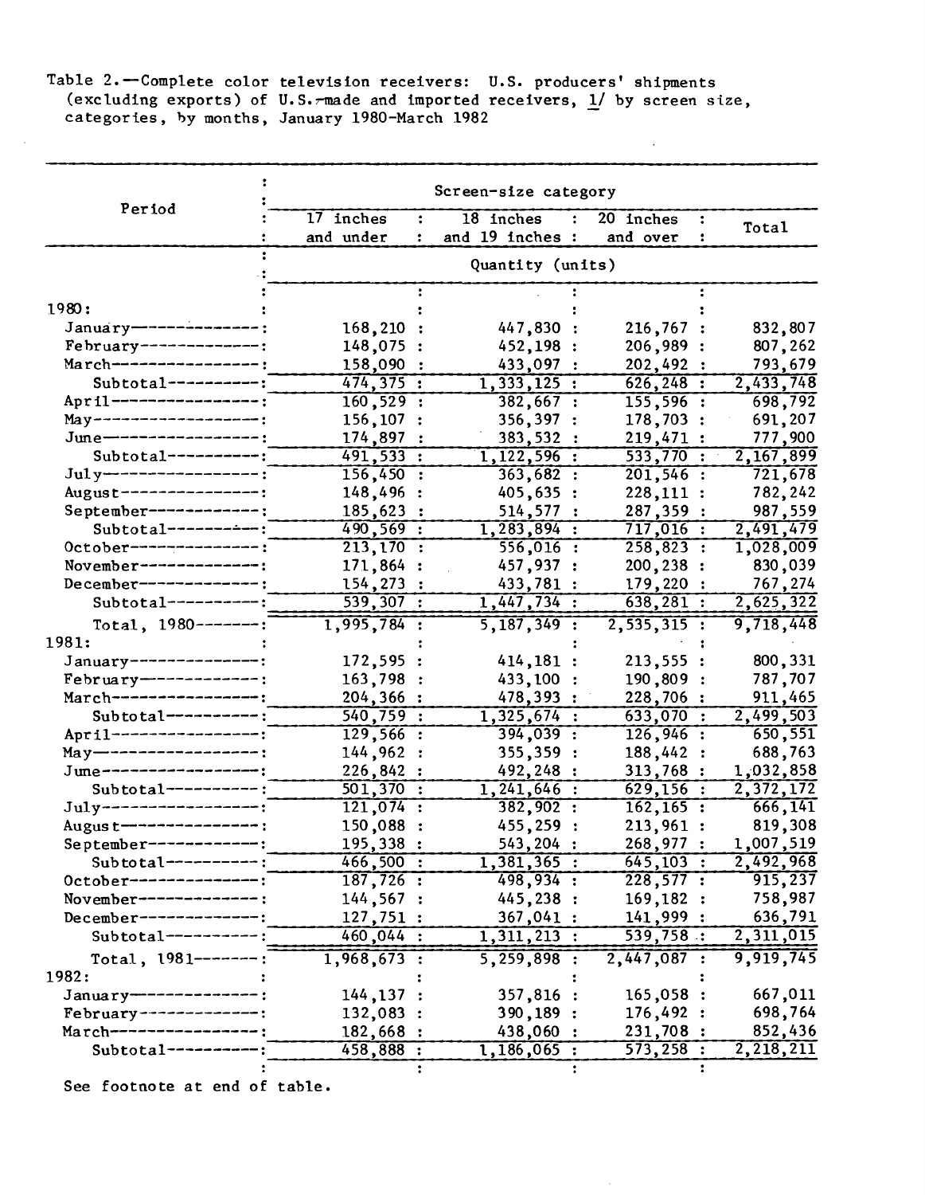Table 2.—Complete color television receivers: U.S. producers' shipments (excluding exports) of U.S.-made and imported receivers, 1/ by screen size, categories, by months, January 1980-March 1982

| Period | Screen-size category | | | |
|---|---|---|---|---|
| | 17 inches and under | 18 inches and 19 inches | 20 inches and over | Total |
| | Quantity (units) | | | |
| 1980: | | | | |
| January | 168,210 | 447,830 | 216,767 | 832,807 |
| February | 148,075 | 452,198 | 206,989 | 807,262 |
| March | 158,090 | 433,097 | 202,492 | 793,679 |
| Subtotal | 474,375 | 1,333,125 | 626,248 | 2,433,748 |
| April | 160,529 | 382,667 | 155,596 | 698,792 |
| May | 156,107 | 356,397 | 178,703 | 691,207 |
| June | 174,897 | 383,532 | 219,471 | 777,900 |
| Subtotal | 491,533 | 1,122,596 | 533,770 | 2,167,899 |
| July | 156,450 | 363,682 | 201,546 | 721,678 |
| August | 148,496 | 405,635 | 228,111 | 782,242 |
| September | 185,623 | 514,577 | 287,359 | 987,559 |
| Subtotal | 490,569 | 1,283,894 | 717,016 | 2,491,479 |
| October | 213,170 | 556,016 | 258,823 | 1,028,009 |
| November | 171,864 | 457,937 | 200,238 | 830,039 |
| December | 154,273 | 433,781 | 179,220 | 767,274 |
| Subtotal | 539,307 | 1,447,734 | 638,281 | 2,625,322 |
| Total, 1980 | 1,995,784 | 5,187,349 | 2,535,315 | 9,718,448 |
| 1981: | | | | |
| January | 172,595 | 414,181 | 213,555 | 800,331 |
| February | 163,798 | 433,100 | 190,809 | 787,707 |
| March | 204,366 | 478,393 | 228,706 | 911,465 |
| Subtotal | 540,759 | 1,325,674 | 633,070 | 2,499,503 |
| April | 129,566 | 394,039 | 126,946 | 650,551 |
| May | 144,962 | 355,359 | 188,442 | 688,763 |
| June | 226,842 | 492,248 | 313,768 | 1,032,858 |
| Subtotal | 501,370 | 1,241,646 | 629,156 | 2,372,172 |
| July | 121,074 | 382,902 | 162,165 | 666,141 |
| August | 150,088 | 455,259 | 213,961 | 819,308 |
| September | 195,338 | 543,204 | 268,977 | 1,007,519 |
| Subtotal | 466,500 | 1,381,365 | 645,103 | 2,492,968 |
| October | 187,726 | 498,934 | 228,577 | 915,237 |
| November | 144,567 | 445,238 | 169,182 | 758,987 |
| December | 127,751 | 367,041 | 141,999 | 636,791 |
| Subtotal | 460,044 | 1,311,213 | 539,758 | 2,311,015 |
| Total, 1981 | 1,968,673 | 5,259,898 | 2,447,087 | 9,919,745 |
| 1982: | | | | |
| January | 144,137 | 357,816 | 165,058 | 667,011 |
| February | 132,083 | 390,189 | 176,492 | 698,764 |
| March | 182,668 | 438,060 | 231,708 | 852,436 |
| Subtotal | 458,888 | 1,186,065 | 573,258 | 2,218,211 |

See footnote at end of table.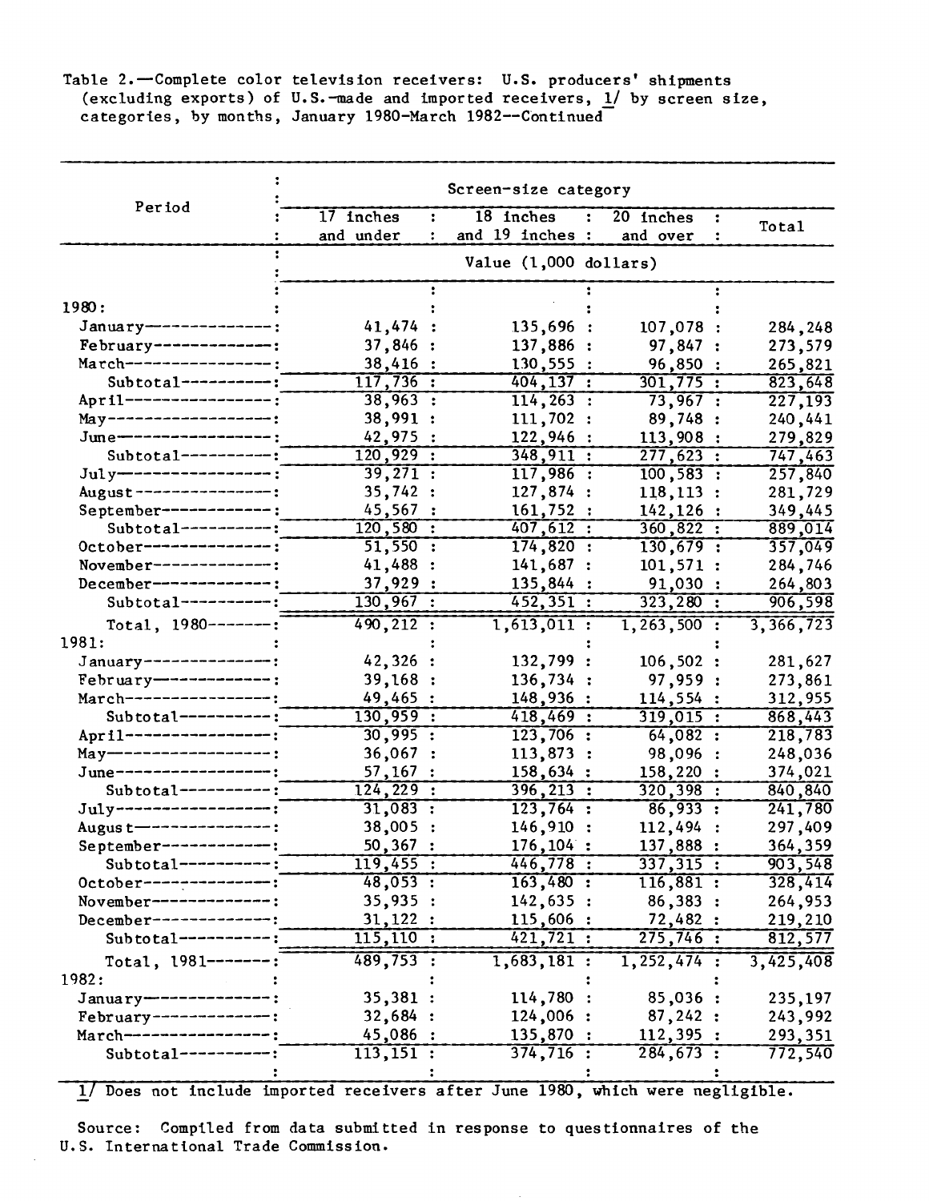Table 2.—Complete color television receivers: U.S. producers' shipments (excluding exports) of U.S.-made and imported receivers, 1/ by screen size, categories, by months, January 1980-March 1982—Continued

| Period | 17 inches and under | 18 inches and 19 inches | 20 inches and over | Total |
|---|---|---|---|---|
| | Value (1,000 dollars) | | | |
| 1980: | | | | |
| January | 41,474 | 135,696 | 107,078 | 284,248 |
| February | 37,846 | 137,886 | 97,847 | 273,579 |
| March | 38,416 | 130,555 | 96,850 | 265,821 |
| Subtotal | 117,736 | 404,137 | 301,775 | 823,648 |
| April | 38,963 | 114,263 | 73,967 | 227,193 |
| May | 38,991 | 111,702 | 89,748 | 240,441 |
| June | 42,975 | 122,946 | 113,908 | 279,829 |
| Subtotal | 120,929 | 348,911 | 277,623 | 747,463 |
| July | 39,271 | 117,986 | 100,583 | 257,840 |
| August | 35,742 | 127,874 | 118,113 | 281,729 |
| September | 45,567 | 161,752 | 142,126 | 349,445 |
| Subtotal | 120,580 | 407,612 | 360,822 | 889,014 |
| October | 51,550 | 174,820 | 130,679 | 357,049 |
| November | 41,488 | 141,687 | 101,571 | 284,746 |
| December | 37,929 | 135,844 | 91,030 | 264,803 |
| Subtotal | 130,967 | 452,351 | 323,280 | 906,598 |
| Total, 1980 | 490,212 | 1,613,011 | 1,263,500 | 3,366,723 |
| 1981: | | | | |
| January | 42,326 | 132,799 | 106,502 | 281,627 |
| February | 39,168 | 136,734 | 97,959 | 273,861 |
| March | 49,465 | 148,936 | 114,554 | 312,955 |
| Subtotal | 130,959 | 418,469 | 319,015 | 868,443 |
| April | 30,995 | 123,706 | 64,082 | 218,783 |
| May | 36,067 | 113,873 | 98,096 | 248,036 |
| June | 57,167 | 158,634 | 158,220 | 374,021 |
| Subtotal | 124,229 | 396,213 | 320,398 | 840,840 |
| July | 31,083 | 123,764 | 86,933 | 241,780 |
| August | 38,005 | 146,910 | 112,494 | 297,409 |
| September | 50,367 | 176,104 | 137,888 | 364,359 |
| Subtotal | 119,455 | 446,778 | 337,315 | 903,548 |
| October | 48,053 | 163,480 | 116,881 | 328,414 |
| November | 35,935 | 142,635 | 86,383 | 264,953 |
| December | 31,122 | 115,606 | 72,482 | 219,210 |
| Subtotal | 115,110 | 421,721 | 275,746 | 812,577 |
| Total, 1981 | 489,753 | 1,683,181 | 1,252,474 | 3,425,408 |
| 1982: | | | | |
| January | 35,381 | 114,780 | 85,036 | 235,197 |
| February | 32,684 | 124,006 | 87,242 | 243,992 |
| March | 45,086 | 135,870 | 112,395 | 293,351 |
| Subtotal | 113,151 | 374,716 | 284,673 | 772,540 |

1/ Does not include imported receivers after June 1980, which were negligible.

Source: Compiled from data submitted in response to questionnaires of the U.S. International Trade Commission.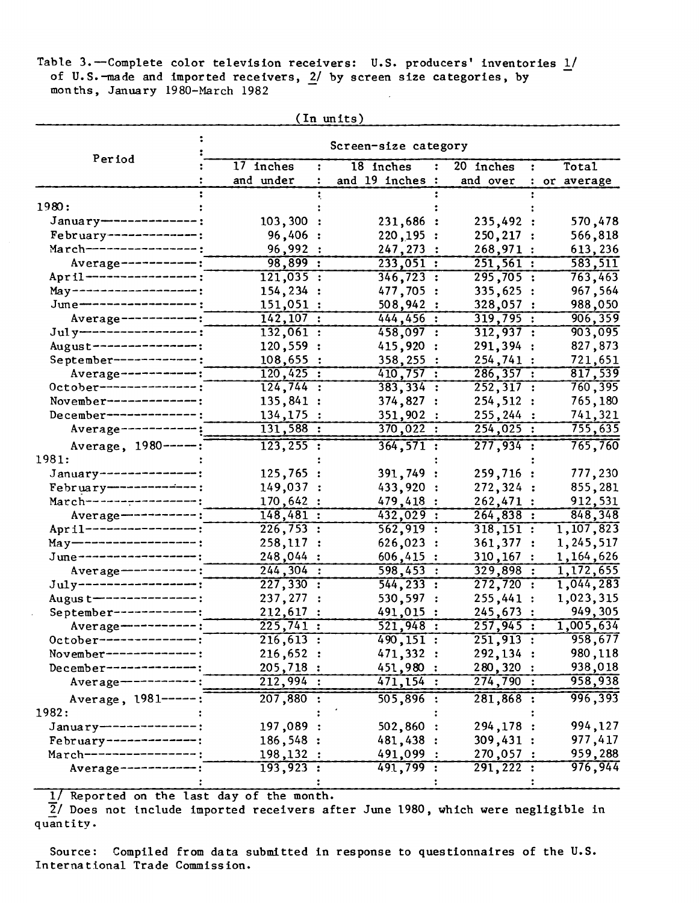Table 3.—Complete color television receivers: U.S. producers' inventories 1/ of U.S.-made and imported receivers, 2/ by screen size categories, by months, January 1980-March 1982

(In units)

| Period | Screen-size category | | | |
|---|---|---|---|---|
| | 17 inches and under | 18 inches and 19 inches | 20 inches and over | Total or average |
| 1980: | | | | |
| January | 103,300 | 231,686 | 235,492 | 570,478 |
| February | 96,406 | 220,195 | 250,217 | 566,818 |
| March | 96,992 | 247,273 | 268,971 | 613,236 |
| Average | 98,899 | 233,051 | 251,561 | 583,511 |
| April | 121,035 | 346,723 | 295,705 | 763,463 |
| May | 154,234 | 477,705 | 335,625 | 967,564 |
| June | 151,051 | 508,942 | 328,057 | 988,050 |
| Average | 142,107 | 444,456 | 319,795 | 906,359 |
| July | 132,061 | 458,097 | 312,937 | 903,095 |
| August | 120,559 | 415,920 | 291,394 | 827,873 |
| September | 108,655 | 358,255 | 254,741 | 721,651 |
| Average | 120,425 | 410,757 | 286,357 | 817,539 |
| October | 124,744 | 383,334 | 252,317 | 760,395 |
| November | 135,841 | 374,827 | 254,512 | 765,180 |
| December | 134,175 | 351,902 | 255,244 | 741,321 |
| Average | 131,588 | 370,022 | 254,025 | 755,635 |
| Average, 1980 | 123,255 | 364,571 | 277,934 | 765,760 |
| 1981: | | | | |
| January | 125,765 | 391,749 | 259,716 | 777,230 |
| February | 149,037 | 433,920 | 272,324 | 855,281 |
| March | 170,642 | 479,418 | 262,471 | 912,531 |
| Average | 148,481 | 432,029 | 264,838 | 848,348 |
| April | 226,753 | 562,919 | 318,151 | 1,107,823 |
| May | 258,117 | 626,023 | 361,377 | 1,245,517 |
| June | 248,044 | 606,415 | 310,167 | 1,164,626 |
| Average | 244,304 | 598,453 | 329,898 | 1,172,655 |
| July | 227,330 | 544,233 | 272,720 | 1,044,283 |
| August | 237,277 | 530,597 | 255,441 | 1,023,315 |
| September | 212,617 | 491,015 | 245,673 | 949,305 |
| Average | 225,741 | 521,948 | 257,945 | 1,005,634 |
| October | 216,613 | 490,151 | 251,913 | 958,677 |
| November | 216,652 | 471,332 | 292,134 | 980,118 |
| December | 205,718 | 451,980 | 280,320 | 938,018 |
| Average | 212,994 | 471,154 | 274,790 | 958,938 |
| Average, 1981 | 207,880 | 505,896 | 281,868 | 996,393 |
| 1982: | | | | |
| January | 197,089 | 502,860 | 294,178 | 994,127 |
| February | 186,548 | 481,438 | 309,431 | 977,417 |
| March | 198,132 | 491,099 | 270,057 | 959,288 |
| Average | 193,923 | 491,799 | 291,222 | 976,944 |

1/ Reported on the last day of the month.
2/ Does not include imported receivers after June 1980, which were negligible in quantity.

Source: Compiled from data submitted in response to questionnaires of the U.S. International Trade Commission.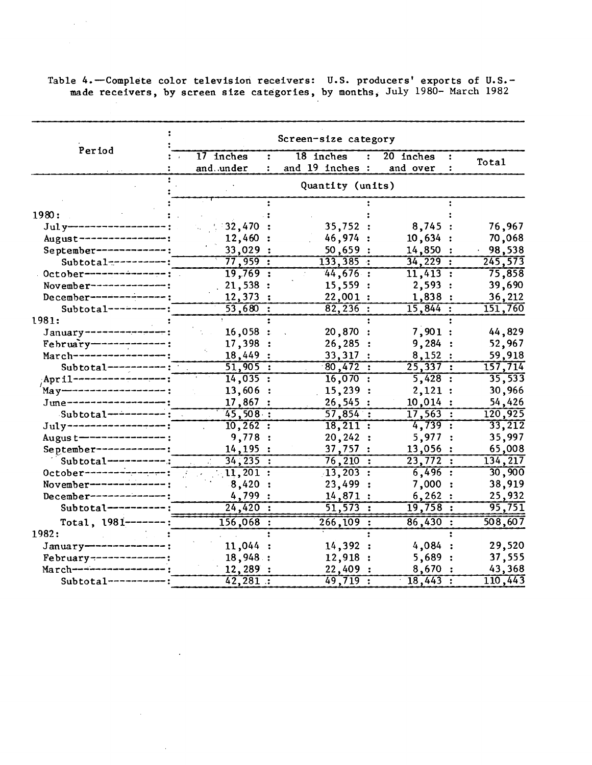Table 4.—Complete color television receivers: U.S. producers' exports of U.S.-made receivers, by screen size categories, by months, July 1980- March 1982

| Period | Screen-size category | | | |
|---|---|---|---|---|
| | 17 inches and under | 18 inches and 19 inches | 20 inches and over | Total |
| | Quantity (units) | | | |
| 1980: | | | | |
| July | 32,470 | 35,752 | 8,745 | 76,967 |
| August | 12,460 | 46,974 | 10,634 | 70,068 |
| September | 33,029 | 50,659 | 14,850 | 98,538 |
| Subtotal | 77,959 | 133,385 | 34,229 | 245,573 |
| October | 19,769 | 44,676 | 11,413 | 75,858 |
| November | 21,538 | 15,559 | 2,593 | 39,690 |
| December | 12,373 | 22,001 | 1,838 | 36,212 |
| Subtotal | 53,680 | 82,236 | 15,844 | 151,760 |
| 1981: | | | | |
| January | 16,058 | 20,870 | 7,901 | 44,829 |
| February | 17,398 | 26,285 | 9,284 | 52,967 |
| March | 18,449 | 33,317 | 8,152 | 59,918 |
| Subtotal | 51,905 | 80,472 | 25,337 | 157,714 |
| April | 14,035 | 16,070 | 5,428 | 35,533 |
| May | 13,606 | 15,239 | 2,121 | 30,966 |
| June | 17,867 | 26,545 | 10,014 | 54,426 |
| Subtotal | 45,508 | 57,854 | 17,563 | 120,925 |
| July | 10,262 | 18,211 | 4,739 | 33,212 |
| August | 9,778 | 20,242 | 5,977 | 35,997 |
| September | 14,195 | 37,757 | 13,056 | 65,008 |
| Subtotal | 34,235 | 76,210 | 23,772 | 134,217 |
| October | 11,201 | 13,203 | 6,496 | 30,900 |
| November | 8,420 | 23,499 | 7,000 | 38,919 |
| December | 4,799 | 14,871 | 6,262 | 25,932 |
| Subtotal | 24,420 | 51,573 | 19,758 | 95,751 |
| Total, 1981 | 156,068 | 266,109 | 86,430 | 508,607 |
| 1982: | | | | |
| January | 11,044 | 14,392 | 4,084 | 29,520 |
| February | 18,948 | 12,918 | 5,689 | 37,555 |
| March | 12,289 | 22,409 | 8,670 | 43,368 |
| Subtotal | 42,281 | 49,719 | 18,443 | 110,443 |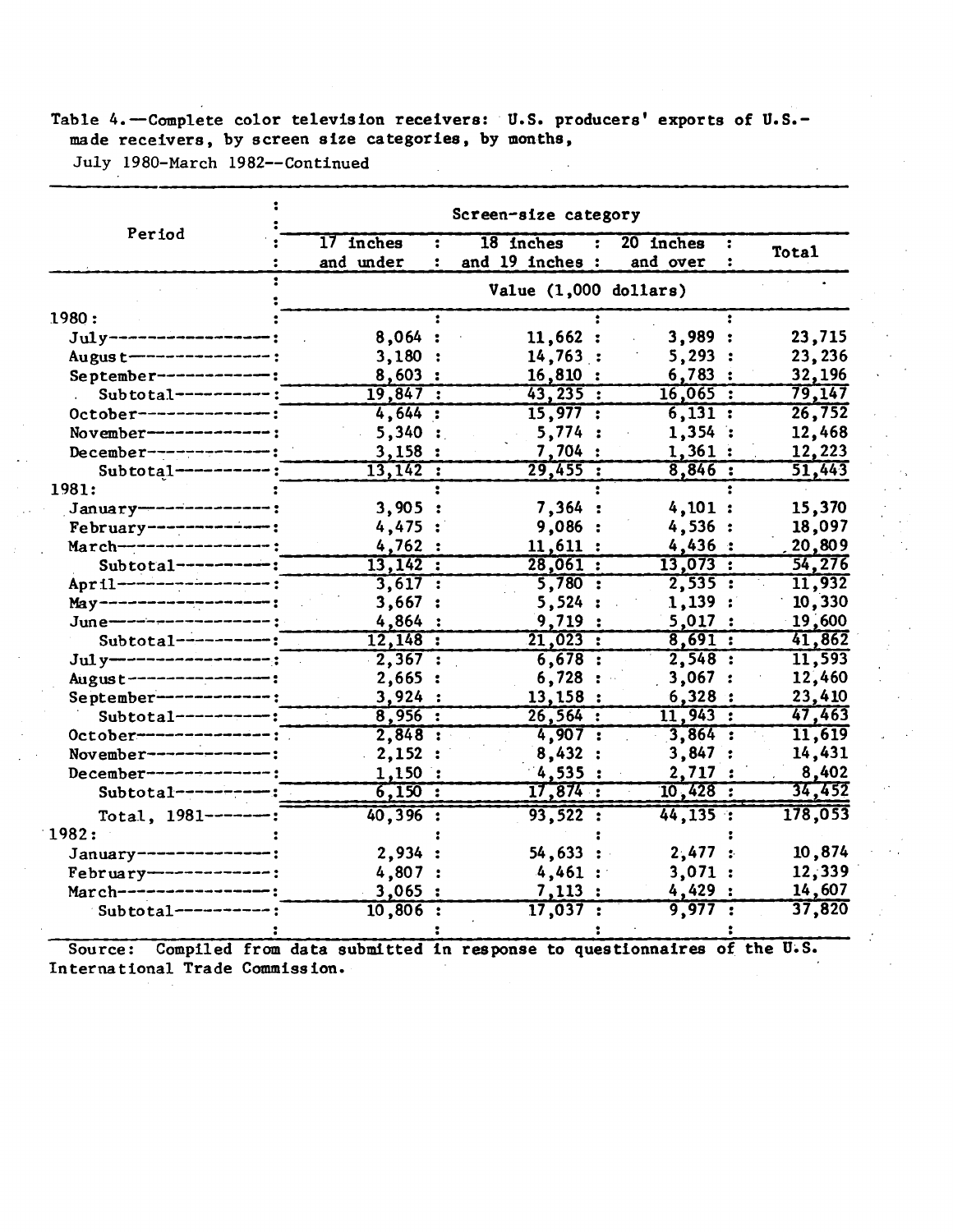Table 4.—Complete color television receivers: U.S. producers' exports of U.S.-made receivers, by screen size categories, by months, July 1980-March 1982--Continued

| Period | Screen-size category | | | |
|---|---|---|---|---|
| | 17 inches and under | 18 inches and 19 inches | 20 inches and over | Total |
| | Value (1,000 dollars) | | | |
| 1980: | | | | |
| July | 8,064 | 11,662 | 3,989 | 23,715 |
| August | 3,180 | 14,763 | 5,293 | 23,236 |
| September | 8,603 | 16,810 | 6,783 | 32,196 |
| Subtotal | 19,847 | 43,235 | 16,065 | 79,147 |
| October | 4,644 | 15,977 | 6,131 | 26,752 |
| November | 5,340 | 5,774 | 1,354 | 12,468 |
| December | 3,158 | 7,704 | 1,361 | 12,223 |
| Subtotal | 13,142 | 29,455 | 8,846 | 51,443 |
| 1981: | | | | |
| January | 3,905 | 7,364 | 4,101 | 15,370 |
| February | 4,475 | 9,086 | 4,536 | 18,097 |
| March | 4,762 | 11,611 | 4,436 | 20,809 |
| Subtotal | 13,142 | 28,061 | 13,073 | 54,276 |
| April | 3,617 | 5,780 | 2,535 | 11,932 |
| May | 3,667 | 5,524 | 1,139 | 10,330 |
| June | 4,864 | 9,719 | 5,017 | 19,600 |
| Subtotal | 12,148 | 21,023 | 8,691 | 41,862 |
| July | 2,367 | 6,678 | 2,548 | 11,593 |
| August | 2,665 | 6,728 | 3,067 | 12,460 |
| September | 3,924 | 13,158 | 6,328 | 23,410 |
| Subtotal | 8,956 | 26,564 | 11,943 | 47,463 |
| October | 2,848 | 4,907 | 3,864 | 11,619 |
| November | 2,152 | 8,432 | 3,847 | 14,431 |
| December | 1,150 | 4,535 | 2,717 | 8,402 |
| Subtotal | 6,150 | 17,874 | 10,428 | 34,452 |
| Total, 1981 | 40,396 | 93,522 | 44,135 | 178,053 |
| 1982: | | | | |
| January | 2,934 | 54,633 | 2,477 | 10,874 |
| February | 4,807 | 4,461 | 3,071 | 12,339 |
| March | 3,065 | 7,113 | 4,429 | 14,607 |
| Subtotal | 10,806 | 17,037 | 9,977 | 37,820 |

Source: Compiled from data submitted in response to questionnaires of the U.S. International Trade Commission.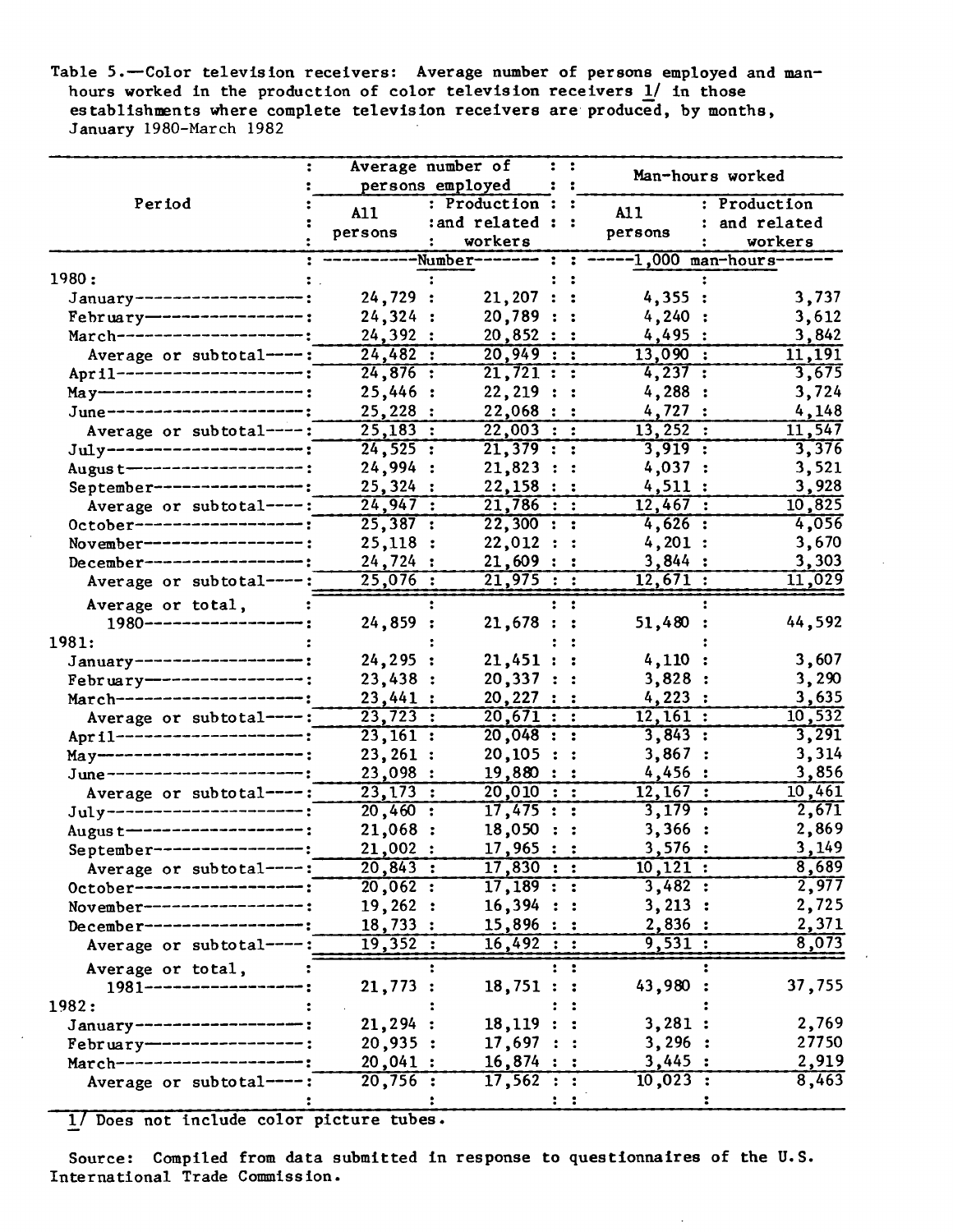Table 5.—Color television receivers: Average number of persons employed and man-hours worked in the production of color television receivers 1/ in those establishments where complete television receivers are produced, by months, January 1980-March 1982

| Period | Average number of persons employed | | Man-hours worked | |
|---|---|---|---|---|
| | All persons | Production and related workers | All persons | Production and related workers |
| | ----------Number---------- | | -----1,000 man-hours------ | |
| 1980: | | | | |
| January | 24,729 | 21,207 | 4,355 | 3,737 |
| February | 24,324 | 20,789 | 4,240 | 3,612 |
| March | 24,392 | 20,852 | 4,495 | 3,842 |
| Average or subtotal | 24,482 | 20,949 | 13,090 | 11,191 |
| April | 24,876 | 21,721 | 4,237 | 3,675 |
| May | 25,446 | 22,219 | 4,288 | 3,724 |
| June | 25,228 | 22,068 | 4,727 | 4,148 |
| Average or subtotal | 25,183 | 22,003 | 13,252 | 11,547 |
| July | 24,525 | 21,379 | 3,919 | 3,376 |
| August | 24,994 | 21,823 | 4,037 | 3,521 |
| September | 25,324 | 22,158 | 4,511 | 3,928 |
| Average or subtotal | 24,947 | 21,786 | 12,467 | 10,825 |
| October | 25,387 | 22,300 | 4,626 | 4,056 |
| November | 25,118 | 22,012 | 4,201 | 3,670 |
| December | 24,724 | 21,609 | 3,844 | 3,303 |
| Average or subtotal | 25,076 | 21,975 | 12,671 | 11,029 |
| Average or total, 1980 | 24,859 | 21,678 | 51,480 | 44,592 |
| 1981: | | | | |
| January | 24,295 | 21,451 | 4,110 | 3,607 |
| February | 23,438 | 20,337 | 3,828 | 3,290 |
| March | 23,441 | 20,227 | 4,223 | 3,635 |
| Average or subtotal | 23,723 | 20,671 | 12,161 | 10,532 |
| April | 23,161 | 20,048 | 3,843 | 3,291 |
| May | 23,261 | 20,105 | 3,867 | 3,314 |
| June | 23,098 | 19,880 | 4,456 | 3,856 |
| Average or subtotal | 23,173 | 20,010 | 12,167 | 10,461 |
| July | 20,460 | 17,475 | 3,179 | 2,671 |
| August | 21,068 | 18,050 | 3,366 | 2,869 |
| September | 21,002 | 17,965 | 3,576 | 3,149 |
| Average or subtotal | 20,843 | 17,830 | 10,121 | 8,689 |
| October | 20,062 | 17,189 | 3,482 | 2,977 |
| November | 19,262 | 16,394 | 3,213 | 2,725 |
| December | 18,733 | 15,896 | 2,836 | 2,371 |
| Average or subtotal | 19,352 | 16,492 | 9,531 | 8,073 |
| Average or total, 1981 | 21,773 | 18,751 | 43,980 | 37,755 |
| 1982: | | | | |
| January | 21,294 | 18,119 | 3,281 | 2,769 |
| February | 20,935 | 17,697 | 3,296 | 27750 |
| March | 20,041 | 16,874 | 3,445 | 2,919 |
| Average or subtotal | 20,756 | 17,562 | 10,023 | 8,463 |

1/ Does not include color picture tubes.

Source: Compiled from data submitted in response to questionnaires of the U.S. International Trade Commission.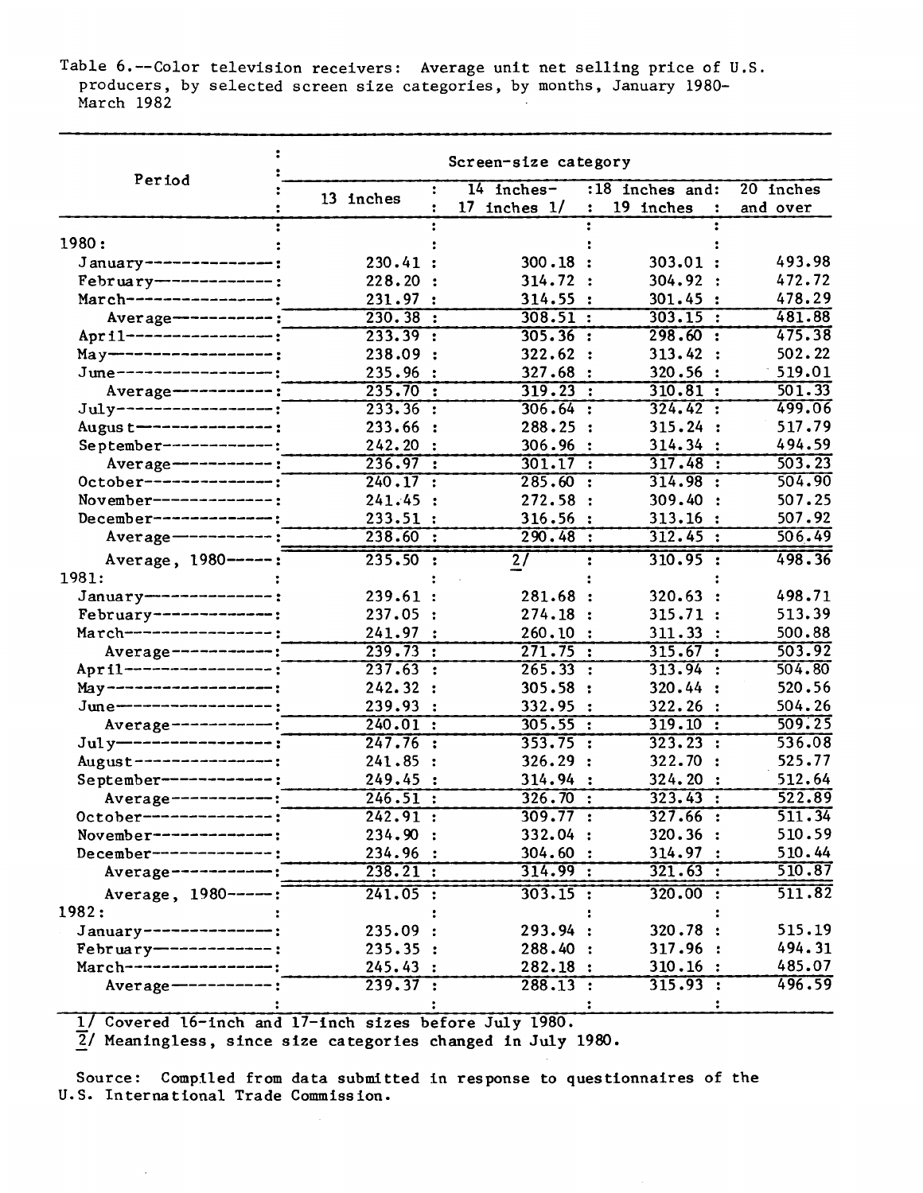Table 6.--Color television receivers: Average unit net selling price of U.S. producers, by selected screen size categories, by months, January 1980-March 1982

| Period | Screen-size category | | | |
|---|---|---|---|---|
| | 13 inches | 14 inches-17 inches 1/ | 18 inches and: 19 inches | 20 inches and over |
| 1980: | | | | |
| January | 230.41 | 300.18 | 303.01 | 493.98 |
| February | 228.20 | 314.72 | 304.92 | 472.72 |
| March | 231.97 | 314.55 | 301.45 | 478.29 |
| Average | 230.38 | 308.51 | 303.15 | 481.88 |
| April | 233.39 | 305.36 | 298.60 | 475.38 |
| May | 238.09 | 322.62 | 313.42 | 502.22 |
| June | 235.96 | 327.68 | 320.56 | 519.01 |
| Average | 235.70 | 319.23 | 310.81 | 501.33 |
| July | 233.36 | 306.64 | 324.42 | 499.06 |
| August | 233.66 | 288.25 | 315.24 | 517.79 |
| September | 242.20 | 306.96 | 314.34 | 494.59 |
| Average | 236.97 | 301.17 | 317.48 | 503.23 |
| October | 240.17 | 285.60 | 314.98 | 504.90 |
| November | 241.45 | 272.58 | 309.40 | 507.25 |
| December | 233.51 | 316.56 | 313.16 | 507.92 |
| Average | 238.60 | 290.48 | 312.45 | 506.49 |
| Average, 1980 | 235.50 | 2/ | 310.95 | 498.36 |
| 1981: | | | | |
| January | 239.61 | 281.68 | 320.63 | 498.71 |
| February | 237.05 | 274.18 | 315.71 | 513.39 |
| March | 241.97 | 260.10 | 311.33 | 500.88 |
| Average | 239.73 | 271.75 | 315.67 | 503.92 |
| April | 237.63 | 265.33 | 313.94 | 504.80 |
| May | 242.32 | 305.58 | 320.44 | 520.56 |
| June | 239.93 | 332.95 | 322.26 | 504.26 |
| Average | 240.01 | 305.55 | 319.10 | 509.25 |
| July | 247.76 | 353.75 | 323.23 | 536.08 |
| August | 241.85 | 326.29 | 322.70 | 525.77 |
| September | 249.45 | 314.94 | 324.20 | 512.64 |
| Average | 246.51 | 326.70 | 323.43 | 522.89 |
| October | 242.91 | 309.77 | 327.66 | 511.34 |
| November | 234.90 | 332.04 | 320.36 | 510.59 |
| December | 234.96 | 304.60 | 314.97 | 510.44 |
| Average | 238.21 | 314.99 | 321.63 | 510.87 |
| Average, 1980 | 241.05 | 303.15 | 320.00 | 511.82 |
| 1982: | | | | |
| January | 235.09 | 293.94 | 320.78 | 515.19 |
| February | 235.35 | 288.40 | 317.96 | 494.31 |
| March | 245.43 | 282.18 | 310.16 | 485.07 |
| Average | 239.37 | 288.13 | 315.93 | 496.59 |

1/ Covered 16-inch and 17-inch sizes before July 1980.
2/ Meaningless, since size categories changed in July 1980.

Source: Compiled from data submitted in response to questionnaires of the U.S. International Trade Commission.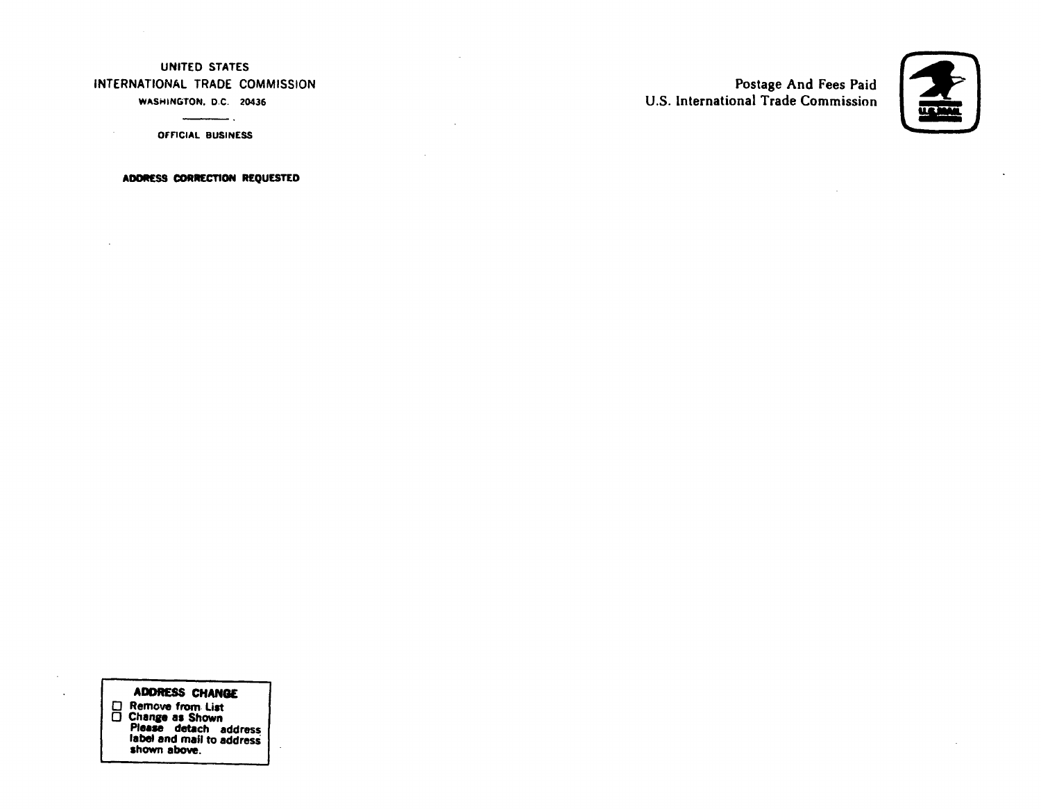UNITED STATES
INTERNATIONAL TRADE COMMISSION
WASHINGTON, D.C. 20436

OFFICIAL BUSINESS

ADDRESS CORRECTION REQUESTED

Postage And Fees Paid
U.S. International Trade Commission

**ADDRESS CHANGE**

- ☐ Remove from List
- ☐ Change as Shown

Please detach address label and mail to address shown above.